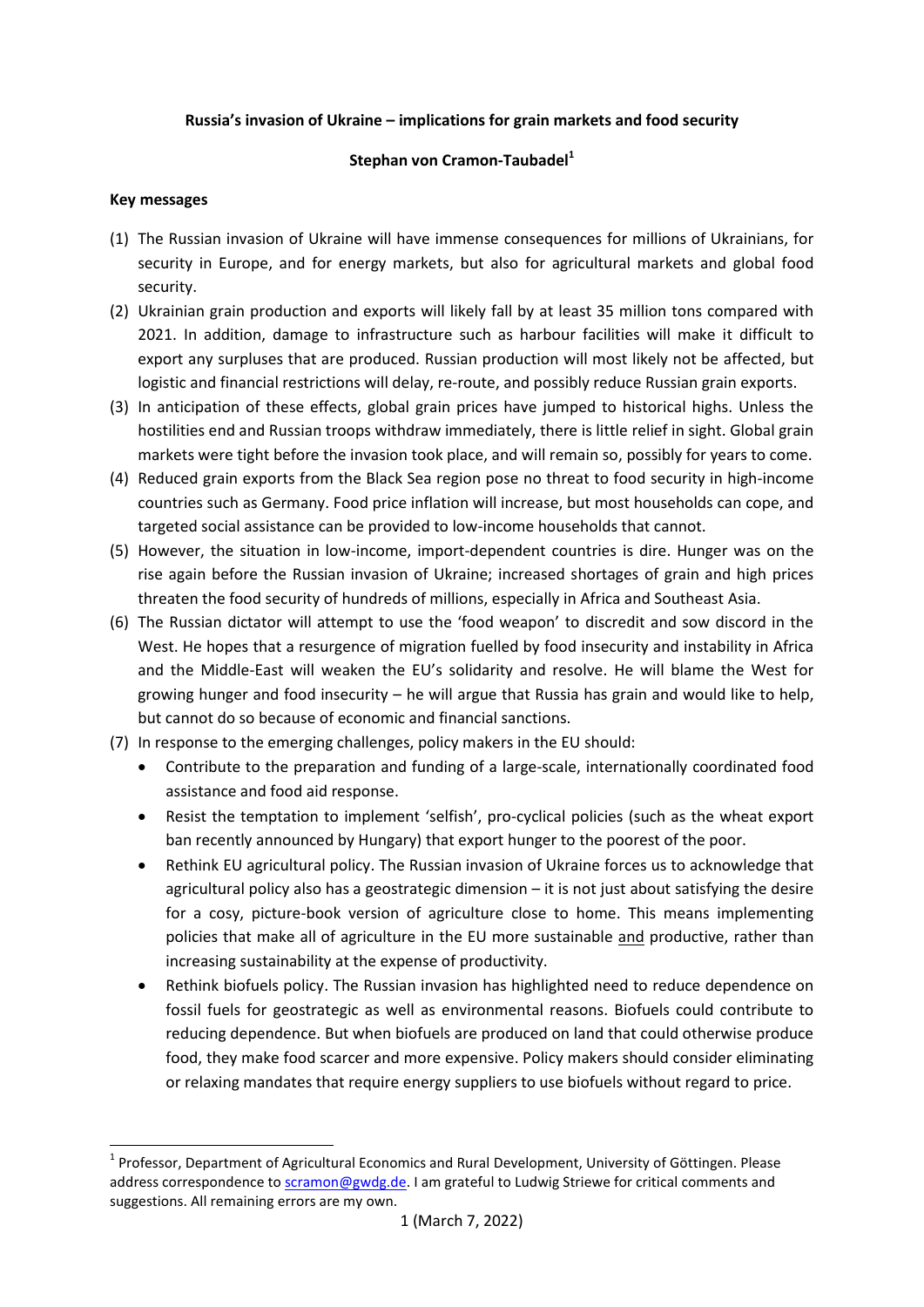# Russia's invasion of Ukraine – implications for grain markets and food security

**Stephan von Cramon-Taubadel[1]**

## Key messages

(1) The Russian invasion of Ukraine will have immense consequences for millions of Ukrainians, for security in Europe, and for energy markets, but also for agricultural markets and global food security.

(2) Ukrainian grain production and exports will likely fall by at least 35 million tons compared with 2021. In addition, damage to infrastructure such as harbour facilities will make it difficult to export any surpluses that are produced. Russian production will most likely not be affected, but logistic and financial restrictions will delay, re-route, and possibly reduce Russian grain exports.

(3) In anticipation of these effects, global grain prices have jumped to historical highs. Unless the hostilities end and Russian troops withdraw immediately, there is little relief in sight. Global grain markets were tight before the invasion took place, and will remain so, possibly for years to come.

(4) Reduced grain exports from the Black Sea region pose no threat to food security in high-income countries such as Germany. Food price inflation will increase, but most households can cope, and targeted social assistance can be provided to low-income households that cannot.

(5) However, the situation in low-income, import-dependent countries is dire. Hunger was on the rise again before the Russian invasion of Ukraine; increased shortages of grain and high prices threaten the food security of hundreds of millions, especially in Africa and Southeast Asia.

(6) The Russian dictator will attempt to use the 'food weapon' to discredit and sow discord in the West. He hopes that a resurgence of migration fuelled by food insecurity and instability in Africa and the Middle-East will weaken the EU's solidarity and resolve. He will blame the West for growing hunger and food insecurity – he will argue that Russia has grain and would like to help, but cannot do so because of economic and financial sanctions.

(7) In response to the emerging challenges, policy makers in the EU should:
   - Contribute to the preparation and funding of a large-scale, internationally coordinated food assistance and food aid response.
   - Resist the temptation to implement 'selfish', pro-cyclical policies (such as the wheat export ban recently announced by Hungary) that export hunger to the poorest of the poor.
   - Rethink EU agricultural policy. The Russian invasion of Ukraine forces us to acknowledge that agricultural policy also has a geostrategic dimension – it is not just about satisfying the desire for a cosy, picture-book version of agriculture close to home. This means implementing policies that make all of agriculture in the EU more sustainable <u>and</u> productive, rather than increasing sustainability at the expense of productivity.
   - Rethink biofuels policy. The Russian invasion has highlighted need to reduce dependence on fossil fuels for geostrategic as well as environmental reasons. Biofuels could contribute to reducing dependence. But when biofuels are produced on land that could otherwise produce food, they make food scarcer and more expensive. Policy makers should consider eliminating or relaxing mandates that require energy suppliers to use biofuels without regard to price.

---

[1] Professor, Department of Agricultural Economics and Rural Development, University of Göttingen. Please address correspondence to scramon@gwdg.de. I am grateful to Ludwig Striewe for critical comments and suggestions. All remaining errors are my own.

(March 7, 2022)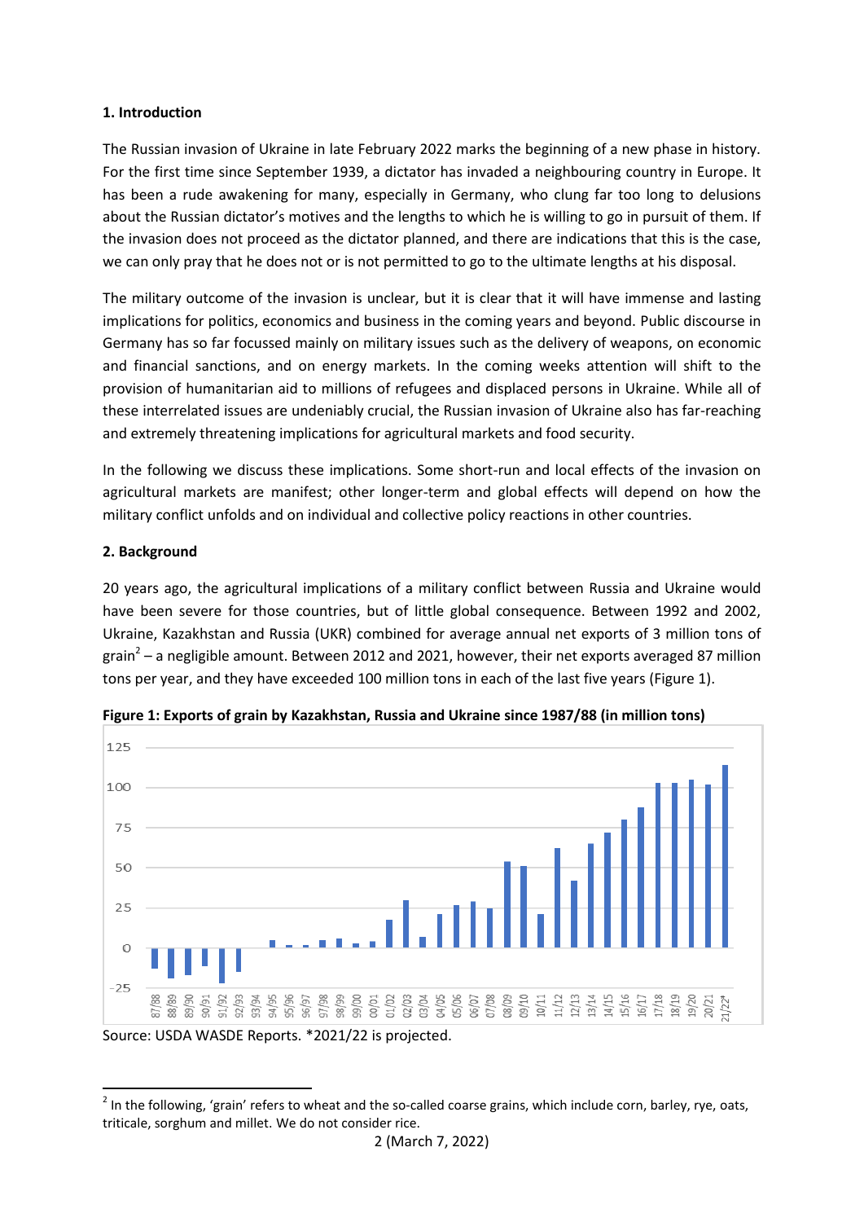## 1. Introduction

The Russian invasion of Ukraine in late February 2022 marks the beginning of a new phase in history. For the first time since September 1939, a dictator has invaded a neighbouring country in Europe. It has been a rude awakening for many, especially in Germany, who clung far too long to delusions about the Russian dictator's motives and the lengths to which he is willing to go in pursuit of them. If the invasion does not proceed as the dictator planned, and there are indications that this is the case, we can only pray that he does not or is not permitted to go to the ultimate lengths at his disposal.

The military outcome of the invasion is unclear, but it is clear that it will have immense and lasting implications for politics, economics and business in the coming years and beyond. Public discourse in Germany has so far focussed mainly on military issues such as the delivery of weapons, on economic and financial sanctions, and on energy markets. In the coming weeks attention will shift to the provision of humanitarian aid to millions of refugees and displaced persons in Ukraine. While all of these interrelated issues are undeniably crucial, the Russian invasion of Ukraine also has far-reaching and extremely threatening implications for agricultural markets and food security.

In the following we discuss these implications. Some short-run and local effects of the invasion on agricultural markets are manifest; other longer-term and global effects will depend on how the military conflict unfolds and on individual and collective policy reactions in other countries.

## 2. Background

20 years ago, the agricultural implications of a military conflict between Russia and Ukraine would have been severe for those countries, but of little global consequence. Between 1992 and 2002, Ukraine, Kazakhstan and Russia (UKR) combined for average annual net exports of 3 million tons of grain[2] – a negligible amount. Between 2012 and 2021, however, their net exports averaged 87 million tons per year, and they have exceeded 100 million tons in each of the last five years (Figure 1).

**Figure 1: Exports of grain by Kazakhstan, Russia and Ukraine since 1987/88 (in million tons)**

Source: USDA WASDE Reports. *2021/22 is projected.

[2] In the following, 'grain' refers to wheat and the so-called coarse grains, which include corn, barley, rye, oats, triticale, sorghum and millet. We do not consider rice.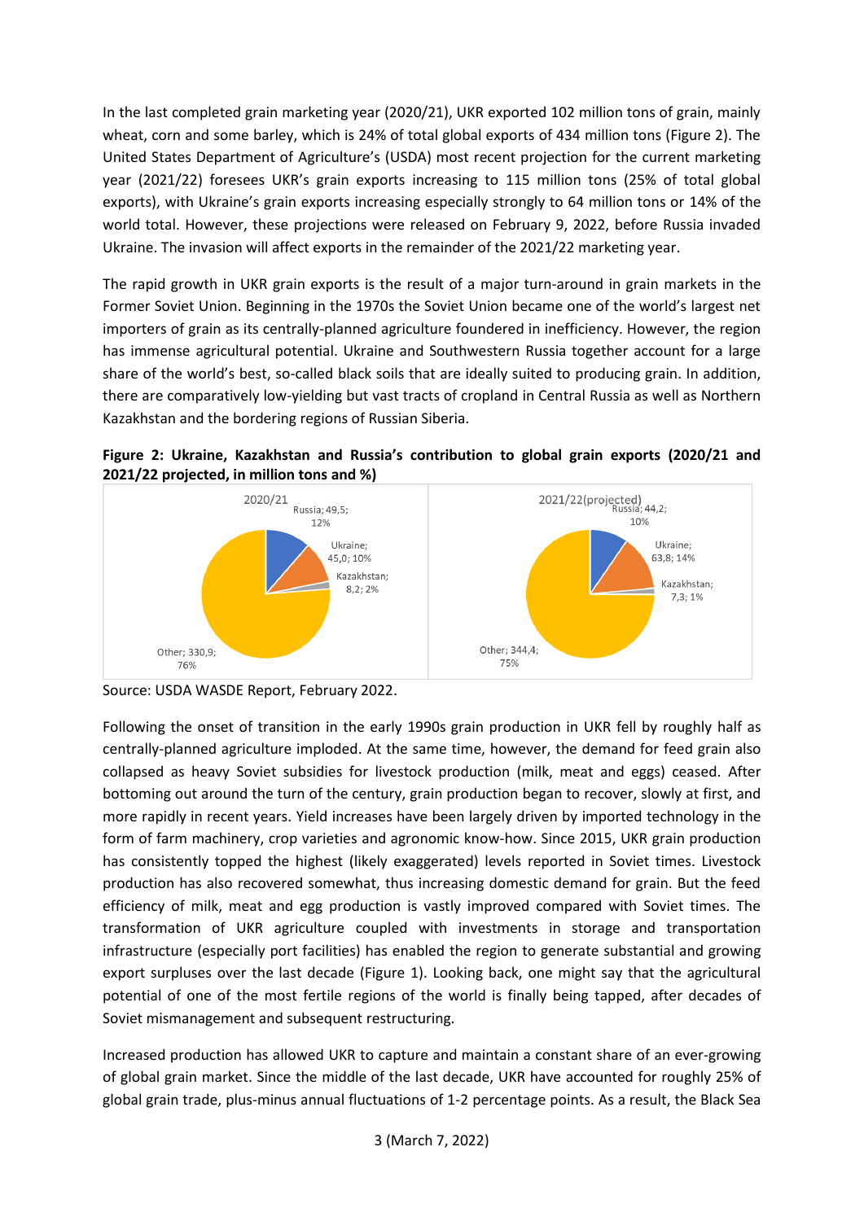In the last completed grain marketing year (2020/21), UKR exported 102 million tons of grain, mainly wheat, corn and some barley, which is 24% of total global exports of 434 million tons (Figure 2). The United States Department of Agriculture's (USDA) most recent projection for the current marketing year (2021/22) foresees UKR's grain exports increasing to 115 million tons (25% of total global exports), with Ukraine's grain exports increasing especially strongly to 64 million tons or 14% of the world total. However, these projections were released on February 9, 2022, before Russia invaded Ukraine. The invasion will affect exports in the remainder of the 2021/22 marketing year.

The rapid growth in UKR grain exports is the result of a major turn-around in grain markets in the Former Soviet Union. Beginning in the 1970s the Soviet Union became one of the world's largest net importers of grain as its centrally-planned agriculture foundered in inefficiency. However, the region has immense agricultural potential. Ukraine and Southwestern Russia together account for a large share of the world's best, so-called black soils that are ideally suited to producing grain. In addition, there are comparatively low-yielding but vast tracts of cropland in Central Russia as well as Northern Kazakhstan and the bordering regions of Russian Siberia.

**Figure 2: Ukraine, Kazakhstan and Russia's contribution to global grain exports (2020/21 and 2021/22 projected, in million tons and %)**

| | 2020/21 | 2021/22 (projected) |
|---|---|---|
| Russia | 49,5; 12% | 44,2; 10% |
| Ukraine | 45,0; 10% | 63,8; 14% |
| Kazakhstan | 8,2; 2% | 7,3; 1% |
| Other | 330,9; 76% | 344,4; 75% |

Source: USDA WASDE Report, February 2022.

Following the onset of transition in the early 1990s grain production in UKR fell by roughly half as centrally-planned agriculture imploded. At the same time, however, the demand for feed grain also collapsed as heavy Soviet subsidies for livestock production (milk, meat and eggs) ceased. After bottoming out around the turn of the century, grain production began to recover, slowly at first, and more rapidly in recent years. Yield increases have been largely driven by imported technology in the form of farm machinery, crop varieties and agronomic know-how. Since 2015, UKR grain production has consistently topped the highest (likely exaggerated) levels reported in Soviet times. Livestock production has also recovered somewhat, thus increasing domestic demand for grain. But the feed efficiency of milk, meat and egg production is vastly improved compared with Soviet times. The transformation of UKR agriculture coupled with investments in storage and transportation infrastructure (especially port facilities) has enabled the region to generate substantial and growing export surpluses over the last decade (Figure 1). Looking back, one might say that the agricultural potential of one of the most fertile regions of the world is finally being tapped, after decades of Soviet mismanagement and subsequent restructuring.

Increased production has allowed UKR to capture and maintain a constant share of an ever-growing of global grain market. Since the middle of the last decade, UKR have accounted for roughly 25% of global grain trade, plus-minus annual fluctuations of 1-2 percentage points. As a result, the Black Sea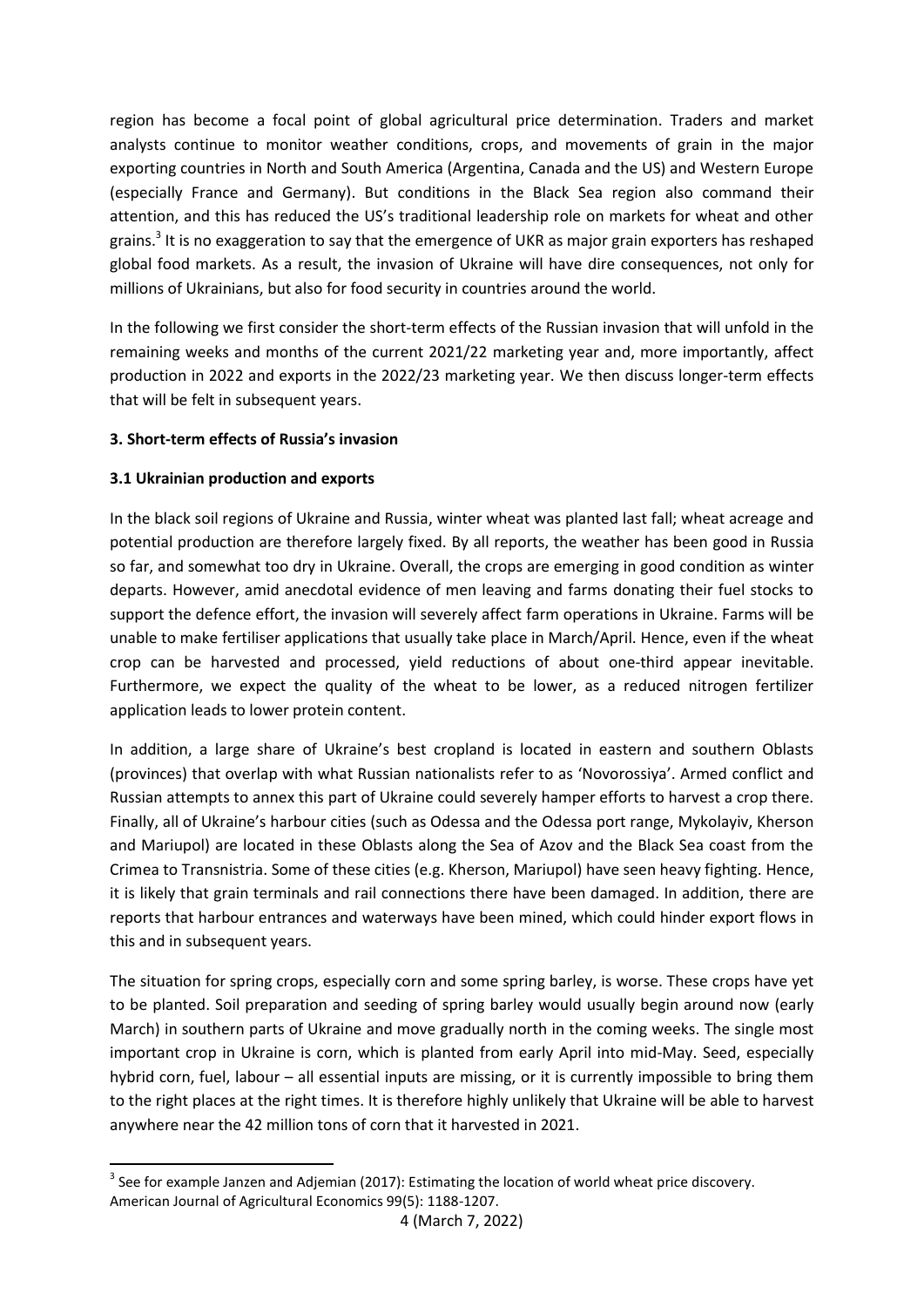region has become a focal point of global agricultural price determination. Traders and market analysts continue to monitor weather conditions, crops, and movements of grain in the major exporting countries in North and South America (Argentina, Canada and the US) and Western Europe (especially France and Germany). But conditions in the Black Sea region also command their attention, and this has reduced the US's traditional leadership role on markets for wheat and other grains.[3] It is no exaggeration to say that the emergence of UKR as major grain exporters has reshaped global food markets. As a result, the invasion of Ukraine will have dire consequences, not only for millions of Ukrainians, but also for food security in countries around the world.

In the following we first consider the short-term effects of the Russian invasion that will unfold in the remaining weeks and months of the current 2021/22 marketing year and, more importantly, affect production in 2022 and exports in the 2022/23 marketing year. We then discuss longer-term effects that will be felt in subsequent years.

## 3. Short-term effects of Russia's invasion

### 3.1 Ukrainian production and exports

In the black soil regions of Ukraine and Russia, winter wheat was planted last fall; wheat acreage and potential production are therefore largely fixed. By all reports, the weather has been good in Russia so far, and somewhat too dry in Ukraine. Overall, the crops are emerging in good condition as winter departs. However, amid anecdotal evidence of men leaving and farms donating their fuel stocks to support the defence effort, the invasion will severely affect farm operations in Ukraine. Farms will be unable to make fertiliser applications that usually take place in March/April. Hence, even if the wheat crop can be harvested and processed, yield reductions of about one-third appear inevitable. Furthermore, we expect the quality of the wheat to be lower, as a reduced nitrogen fertilizer application leads to lower protein content.

In addition, a large share of Ukraine's best cropland is located in eastern and southern Oblasts (provinces) that overlap with what Russian nationalists refer to as 'Novorossiya'. Armed conflict and Russian attempts to annex this part of Ukraine could severely hamper efforts to harvest a crop there. Finally, all of Ukraine's harbour cities (such as Odessa and the Odessa port range, Mykolayiv, Kherson and Mariupol) are located in these Oblasts along the Sea of Azov and the Black Sea coast from the Crimea to Transnistria. Some of these cities (e.g. Kherson, Mariupol) have seen heavy fighting. Hence, it is likely that grain terminals and rail connections there have been damaged. In addition, there are reports that harbour entrances and waterways have been mined, which could hinder export flows in this and in subsequent years.

The situation for spring crops, especially corn and some spring barley, is worse. These crops have yet to be planted. Soil preparation and seeding of spring barley would usually begin around now (early March) in southern parts of Ukraine and move gradually north in the coming weeks. The single most important crop in Ukraine is corn, which is planted from early April into mid-May. Seed, especially hybrid corn, fuel, labour – all essential inputs are missing, or it is currently impossible to bring them to the right places at the right times. It is therefore highly unlikely that Ukraine will be able to harvest anywhere near the 42 million tons of corn that it harvested in 2021.

---

[3] See for example Janzen and Adjemian (2017): Estimating the location of world wheat price discovery. American Journal of Agricultural Economics 99(5): 1188-1207.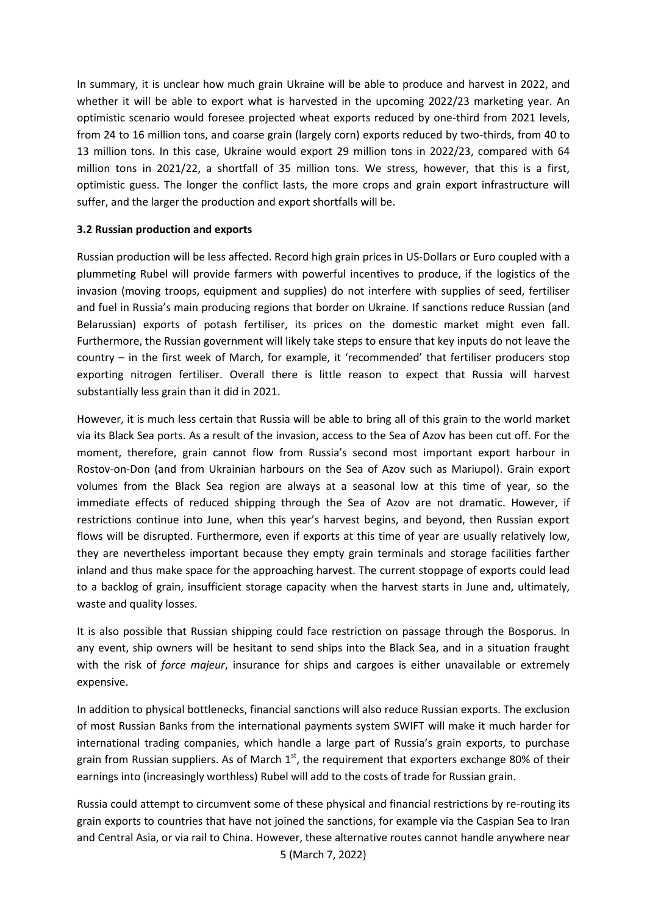In summary, it is unclear how much grain Ukraine will be able to produce and harvest in 2022, and whether it will be able to export what is harvested in the upcoming 2022/23 marketing year. An optimistic scenario would foresee projected wheat exports reduced by one-third from 2021 levels, from 24 to 16 million tons, and coarse grain (largely corn) exports reduced by two-thirds, from 40 to 13 million tons. In this case, Ukraine would export 29 million tons in 2022/23, compared with 64 million tons in 2021/22, a shortfall of 35 million tons. We stress, however, that this is a first, optimistic guess. The longer the conflict lasts, the more crops and grain export infrastructure will suffer, and the larger the production and export shortfalls will be.

### 3.2 Russian production and exports

Russian production will be less affected. Record high grain prices in US-Dollars or Euro coupled with a plummeting Rubel will provide farmers with powerful incentives to produce, if the logistics of the invasion (moving troops, equipment and supplies) do not interfere with supplies of seed, fertiliser and fuel in Russia's main producing regions that border on Ukraine. If sanctions reduce Russian (and Belarussian) exports of potash fertiliser, its prices on the domestic market might even fall. Furthermore, the Russian government will likely take steps to ensure that key inputs do not leave the country – in the first week of March, for example, it 'recommended' that fertiliser producers stop exporting nitrogen fertiliser. Overall there is little reason to expect that Russia will harvest substantially less grain than it did in 2021.

However, it is much less certain that Russia will be able to bring all of this grain to the world market via its Black Sea ports. As a result of the invasion, access to the Sea of Azov has been cut off. For the moment, therefore, grain cannot flow from Russia's second most important export harbour in Rostov-on-Don (and from Ukrainian harbours on the Sea of Azov such as Mariupol). Grain export volumes from the Black Sea region are always at a seasonal low at this time of year, so the immediate effects of reduced shipping through the Sea of Azov are not dramatic. However, if restrictions continue into June, when this year's harvest begins, and beyond, then Russian export flows will be disrupted. Furthermore, even if exports at this time of year are usually relatively low, they are nevertheless important because they empty grain terminals and storage facilities farther inland and thus make space for the approaching harvest. The current stoppage of exports could lead to a backlog of grain, insufficient storage capacity when the harvest starts in June and, ultimately, waste and quality losses.

It is also possible that Russian shipping could face restriction on passage through the Bosporus. In any event, ship owners will be hesitant to send ships into the Black Sea, and in a situation fraught with the risk of *force majeur*, insurance for ships and cargoes is either unavailable or extremely expensive.

In addition to physical bottlenecks, financial sanctions will also reduce Russian exports. The exclusion of most Russian Banks from the international payments system SWIFT will make it much harder for international trading companies, which handle a large part of Russia's grain exports, to purchase grain from Russian suppliers. As of March 1st, the requirement that exporters exchange 80% of their earnings into (increasingly worthless) Rubel will add to the costs of trade for Russian grain.

Russia could attempt to circumvent some of these physical and financial restrictions by re-routing its grain exports to countries that have not joined the sanctions, for example via the Caspian Sea to Iran and Central Asia, or via rail to China. However, these alternative routes cannot handle anywhere near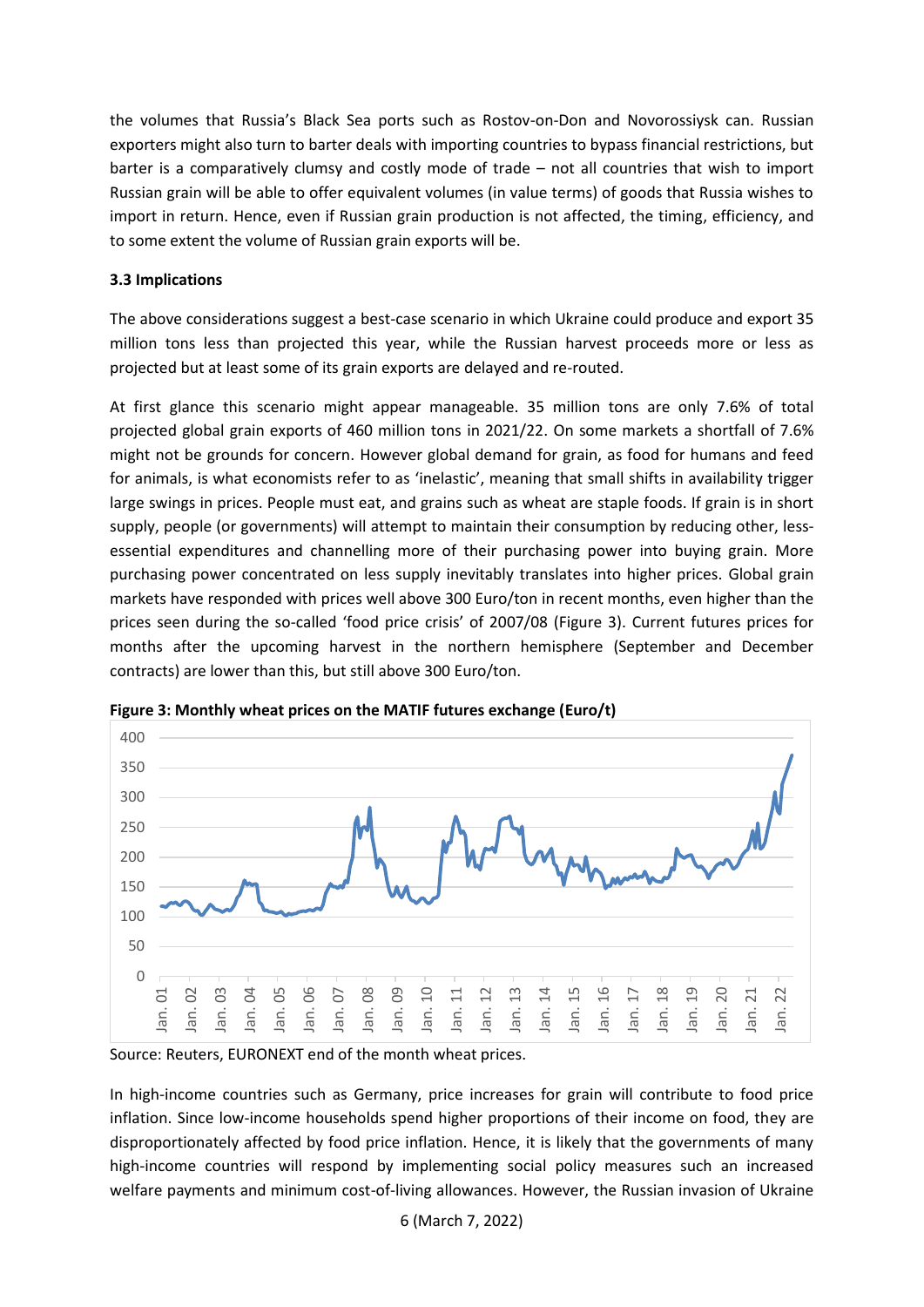the volumes that Russia's Black Sea ports such as Rostov-on-Don and Novorossiysk can. Russian exporters might also turn to barter deals with importing countries to bypass financial restrictions, but barter is a comparatively clumsy and costly mode of trade – not all countries that wish to import Russian grain will be able to offer equivalent volumes (in value terms) of goods that Russia wishes to import in return. Hence, even if Russian grain production is not affected, the timing, efficiency, and to some extent the volume of Russian grain exports will be.

### 3.3 Implications

The above considerations suggest a best-case scenario in which Ukraine could produce and export 35 million tons less than projected this year, while the Russian harvest proceeds more or less as projected but at least some of its grain exports are delayed and re-routed.

At first glance this scenario might appear manageable. 35 million tons are only 7.6% of total projected global grain exports of 460 million tons in 2021/22. On some markets a shortfall of 7.6% might not be grounds for concern. However global demand for grain, as food for humans and feed for animals, is what economists refer to as 'inelastic', meaning that small shifts in availability trigger large swings in prices. People must eat, and grains such as wheat are staple foods. If grain is in short supply, people (or governments) will attempt to maintain their consumption by reducing other, less-essential expenditures and channelling more of their purchasing power into buying grain. More purchasing power concentrated on less supply inevitably translates into higher prices. Global grain markets have responded with prices well above 300 Euro/ton in recent months, even higher than the prices seen during the so-called 'food price crisis' of 2007/08 (Figure 3). Current futures prices for months after the upcoming harvest in the northern hemisphere (September and December contracts) are lower than this, but still above 300 Euro/ton.

**Figure 3: Monthly wheat prices on the MATIF futures exchange (Euro/t)**

Source: Reuters, EURONEXT end of the month wheat prices.

In high-income countries such as Germany, price increases for grain will contribute to food price inflation. Since low-income households spend higher proportions of their income on food, they are disproportionately affected by food price inflation. Hence, it is likely that the governments of many high-income countries will respond by implementing social policy measures such an increased welfare payments and minimum cost-of-living allowances. However, the Russian invasion of Ukraine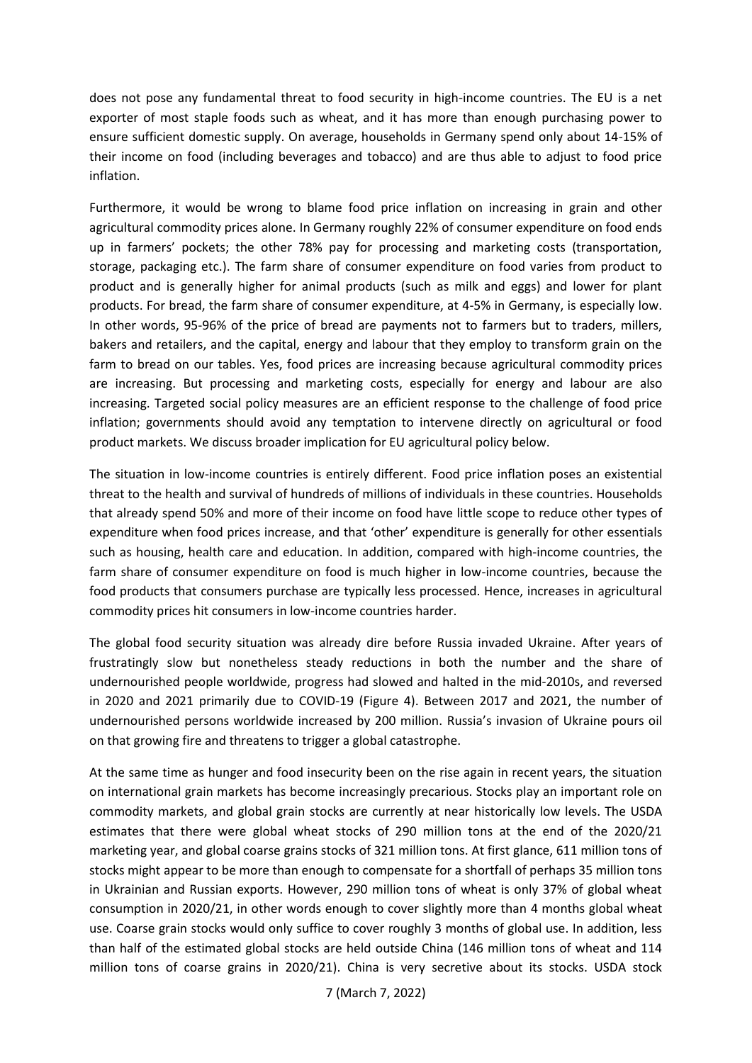does not pose any fundamental threat to food security in high-income countries. The EU is a net exporter of most staple foods such as wheat, and it has more than enough purchasing power to ensure sufficient domestic supply. On average, households in Germany spend only about 14-15% of their income on food (including beverages and tobacco) and are thus able to adjust to food price inflation.

Furthermore, it would be wrong to blame food price inflation on increasing in grain and other agricultural commodity prices alone. In Germany roughly 22% of consumer expenditure on food ends up in farmers' pockets; the other 78% pay for processing and marketing costs (transportation, storage, packaging etc.). The farm share of consumer expenditure on food varies from product to product and is generally higher for animal products (such as milk and eggs) and lower for plant products. For bread, the farm share of consumer expenditure, at 4-5% in Germany, is especially low. In other words, 95-96% of the price of bread are payments not to farmers but to traders, millers, bakers and retailers, and the capital, energy and labour that they employ to transform grain on the farm to bread on our tables. Yes, food prices are increasing because agricultural commodity prices are increasing. But processing and marketing costs, especially for energy and labour are also increasing. Targeted social policy measures are an efficient response to the challenge of food price inflation; governments should avoid any temptation to intervene directly on agricultural or food product markets. We discuss broader implication for EU agricultural policy below.

The situation in low-income countries is entirely different. Food price inflation poses an existential threat to the health and survival of hundreds of millions of individuals in these countries. Households that already spend 50% and more of their income on food have little scope to reduce other types of expenditure when food prices increase, and that 'other' expenditure is generally for other essentials such as housing, health care and education. In addition, compared with high-income countries, the farm share of consumer expenditure on food is much higher in low-income countries, because the food products that consumers purchase are typically less processed. Hence, increases in agricultural commodity prices hit consumers in low-income countries harder.

The global food security situation was already dire before Russia invaded Ukraine. After years of frustratingly slow but nonetheless steady reductions in both the number and the share of undernourished people worldwide, progress had slowed and halted in the mid-2010s, and reversed in 2020 and 2021 primarily due to COVID-19 (Figure 4). Between 2017 and 2021, the number of undernourished persons worldwide increased by 200 million. Russia's invasion of Ukraine pours oil on that growing fire and threatens to trigger a global catastrophe.

At the same time as hunger and food insecurity been on the rise again in recent years, the situation on international grain markets has become increasingly precarious. Stocks play an important role on commodity markets, and global grain stocks are currently at near historically low levels. The USDA estimates that there were global wheat stocks of 290 million tons at the end of the 2020/21 marketing year, and global coarse grains stocks of 321 million tons. At first glance, 611 million tons of stocks might appear to be more than enough to compensate for a shortfall of perhaps 35 million tons in Ukrainian and Russian exports. However, 290 million tons of wheat is only 37% of global wheat consumption in 2020/21, in other words enough to cover slightly more than 4 months global wheat use. Coarse grain stocks would only suffice to cover roughly 3 months of global use. In addition, less than half of the estimated global stocks are held outside China (146 million tons of wheat and 114 million tons of coarse grains in 2020/21). China is very secretive about its stocks. USDA stock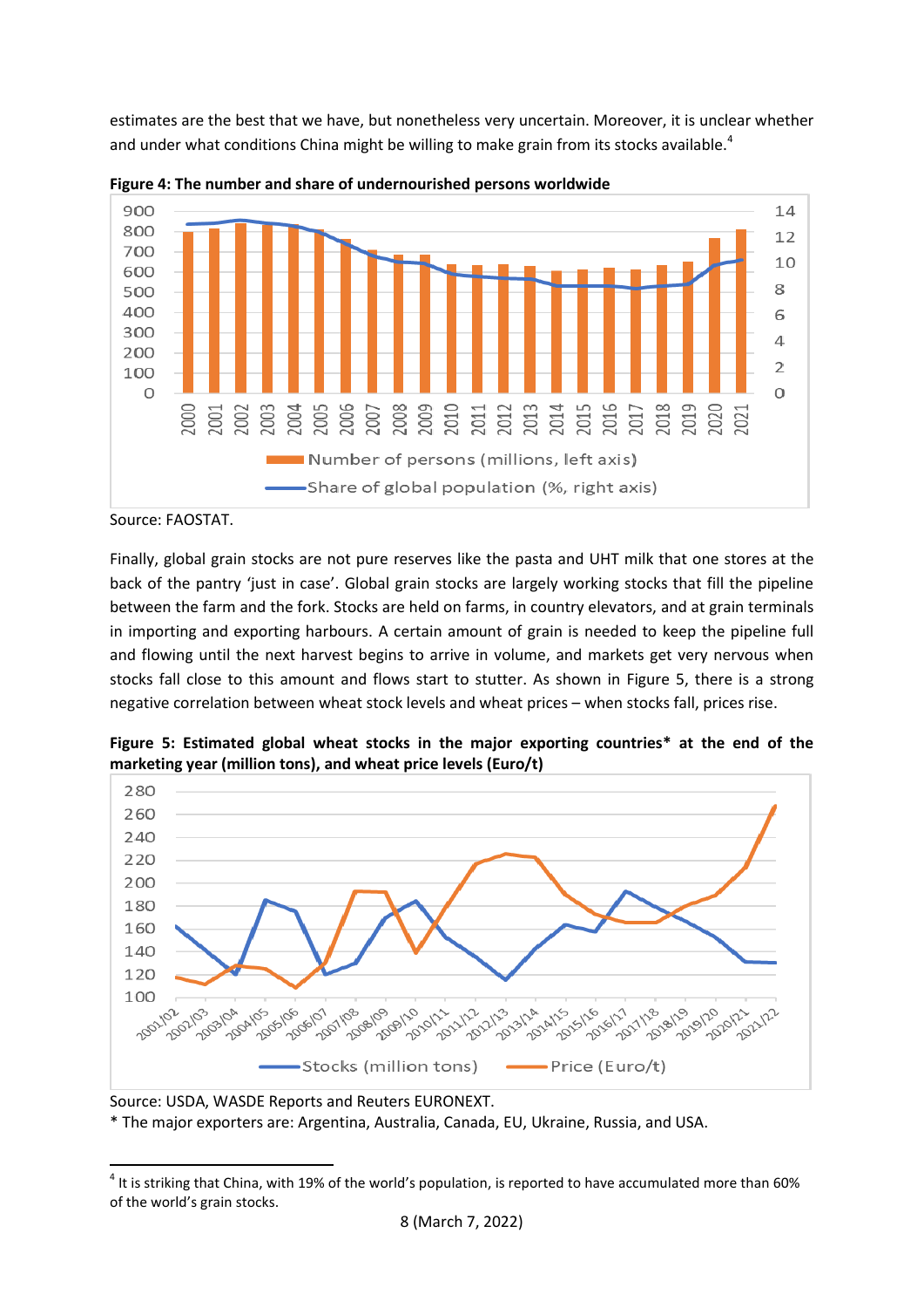estimates are the best that we have, but nonetheless very uncertain. Moreover, it is unclear whether and under what conditions China might be willing to make grain from its stocks available.[4]

**Figure 4: The number and share of undernourished persons worldwide**

Source: FAOSTAT.

Finally, global grain stocks are not pure reserves like the pasta and UHT milk that one stores at the back of the pantry 'just in case'. Global grain stocks are largely working stocks that fill the pipeline between the farm and the fork. Stocks are held on farms, in country elevators, and at grain terminals in importing and exporting harbours. A certain amount of grain is needed to keep the pipeline full and flowing until the next harvest begins to arrive in volume, and markets get very nervous when stocks fall close to this amount and flows start to stutter. As shown in Figure 5, there is a strong negative correlation between wheat stock levels and wheat prices – when stocks fall, prices rise.

**Figure 5: Estimated global wheat stocks in the major exporting countries* at the end of the marketing year (million tons), and wheat price levels (Euro/t)**

Source: USDA, WASDE Reports and Reuters EURONEXT.
* The major exporters are: Argentina, Australia, Canada, EU, Ukraine, Russia, and USA.

[4] It is striking that China, with 19% of the world's population, is reported to have accumulated more than 60% of the world's grain stocks.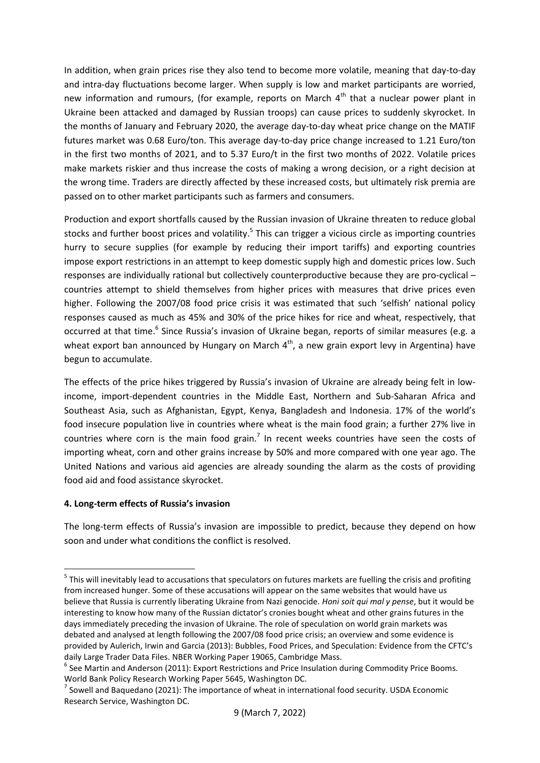In addition, when grain prices rise they also tend to become more volatile, meaning that day-to-day and intra-day fluctuations become larger. When supply is low and market participants are worried, new information and rumours, (for example, reports on March 4th that a nuclear power plant in Ukraine been attacked and damaged by Russian troops) can cause prices to suddenly skyrocket. In the months of January and February 2020, the average day-to-day wheat price change on the MATIF futures market was 0.68 Euro/ton. This average day-to-day price change increased to 1.21 Euro/ton in the first two months of 2021, and to 5.37 Euro/t in the first two months of 2022. Volatile prices make markets riskier and thus increase the costs of making a wrong decision, or a right decision at the wrong time. Traders are directly affected by these increased costs, but ultimately risk premia are passed on to other market participants such as farmers and consumers.

Production and export shortfalls caused by the Russian invasion of Ukraine threaten to reduce global stocks and further boost prices and volatility.[5] This can trigger a vicious circle as importing countries hurry to secure supplies (for example by reducing their import tariffs) and exporting countries impose export restrictions in an attempt to keep domestic supply high and domestic prices low. Such responses are individually rational but collectively counterproductive because they are pro-cyclical – countries attempt to shield themselves from higher prices with measures that drive prices even higher. Following the 2007/08 food price crisis it was estimated that such 'selfish' national policy responses caused as much as 45% and 30% of the price hikes for rice and wheat, respectively, that occurred at that time.[6] Since Russia's invasion of Ukraine began, reports of similar measures (e.g. a wheat export ban announced by Hungary on March 4th, a new grain export levy in Argentina) have begun to accumulate.

The effects of the price hikes triggered by Russia's invasion of Ukraine are already being felt in low-income, import-dependent countries in the Middle East, Northern and Sub-Saharan Africa and Southeast Asia, such as Afghanistan, Egypt, Kenya, Bangladesh and Indonesia. 17% of the world's food insecure population live in countries where wheat is the main food grain; a further 27% live in countries where corn is the main food grain.[7] In recent weeks countries have seen the costs of importing wheat, corn and other grains increase by 50% and more compared with one year ago. The United Nations and various aid agencies are already sounding the alarm as the costs of providing food aid and food assistance skyrocket.

**4. Long-term effects of Russia's invasion**

The long-term effects of Russia's invasion are impossible to predict, because they depend on how soon and under what conditions the conflict is resolved.

---

[5] This will inevitably lead to accusations that speculators on futures markets are fuelling the crisis and profiting from increased hunger. Some of these accusations will appear on the same websites that would have us believe that Russia is currently liberating Ukraine from Nazi genocide. *Honi soit qui mal y pense*, but it would be interesting to know how many of the Russian dictator's cronies bought wheat and other grains futures in the days immediately preceding the invasion of Ukraine. The role of speculation on world grain markets was debated and analysed at length following the 2007/08 food price crisis; an overview and some evidence is provided by Aulerich, Irwin and Garcia (2013): Bubbles, Food Prices, and Speculation: Evidence from the CFTC's daily Large Trader Data Files. NBER Working Paper 19065, Cambridge Mass.

[6] See Martin and Anderson (2011): Export Restrictions and Price Insulation during Commodity Price Booms. World Bank Policy Research Working Paper 5645, Washington DC.

[7] Sowell and Baquedano (2021): The importance of wheat in international food security. USDA Economic Research Service, Washington DC.

(March 7, 2022)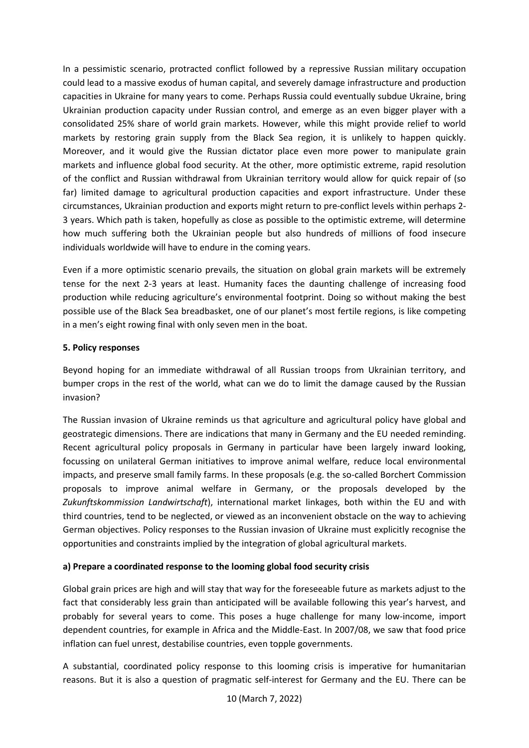In a pessimistic scenario, protracted conflict followed by a repressive Russian military occupation could lead to a massive exodus of human capital, and severely damage infrastructure and production capacities in Ukraine for many years to come. Perhaps Russia could eventually subdue Ukraine, bring Ukrainian production capacity under Russian control, and emerge as an even bigger player with a consolidated 25% share of world grain markets. However, while this might provide relief to world markets by restoring grain supply from the Black Sea region, it is unlikely to happen quickly. Moreover, and it would give the Russian dictator place even more power to manipulate grain markets and influence global food security. At the other, more optimistic extreme, rapid resolution of the conflict and Russian withdrawal from Ukrainian territory would allow for quick repair of (so far) limited damage to agricultural production capacities and export infrastructure. Under these circumstances, Ukrainian production and exports might return to pre-conflict levels within perhaps 2-3 years. Which path is taken, hopefully as close as possible to the optimistic extreme, will determine how much suffering both the Ukrainian people but also hundreds of millions of food insecure individuals worldwide will have to endure in the coming years.

Even if a more optimistic scenario prevails, the situation on global grain markets will be extremely tense for the next 2-3 years at least. Humanity faces the daunting challenge of increasing food production while reducing agriculture's environmental footprint. Doing so without making the best possible use of the Black Sea breadbasket, one of our planet's most fertile regions, is like competing in a men's eight rowing final with only seven men in the boat.

## 5. Policy responses

Beyond hoping for an immediate withdrawal of all Russian troops from Ukrainian territory, and bumper crops in the rest of the world, what can we do to limit the damage caused by the Russian invasion?

The Russian invasion of Ukraine reminds us that agriculture and agricultural policy have global and geostrategic dimensions. There are indications that many in Germany and the EU needed reminding. Recent agricultural policy proposals in Germany in particular have been largely inward looking, focussing on unilateral German initiatives to improve animal welfare, reduce local environmental impacts, and preserve small family farms. In these proposals (e.g. the so-called Borchert Commission proposals to improve animal welfare in Germany, or the proposals developed by the *Zukunftskommission Landwirtschaft*), international market linkages, both within the EU and with third countries, tend to be neglected, or viewed as an inconvenient obstacle on the way to achieving German objectives. Policy responses to the Russian invasion of Ukraine must explicitly recognise the opportunities and constraints implied by the integration of global agricultural markets.

### a) Prepare a coordinated response to the looming global food security crisis

Global grain prices are high and will stay that way for the foreseeable future as markets adjust to the fact that considerably less grain than anticipated will be available following this year's harvest, and probably for several years to come. This poses a huge challenge for many low-income, import dependent countries, for example in Africa and the Middle-East. In 2007/08, we saw that food price inflation can fuel unrest, destabilise countries, even topple governments.

A substantial, coordinated policy response to this looming crisis is imperative for humanitarian reasons. But it is also a question of pragmatic self-interest for Germany and the EU. There can be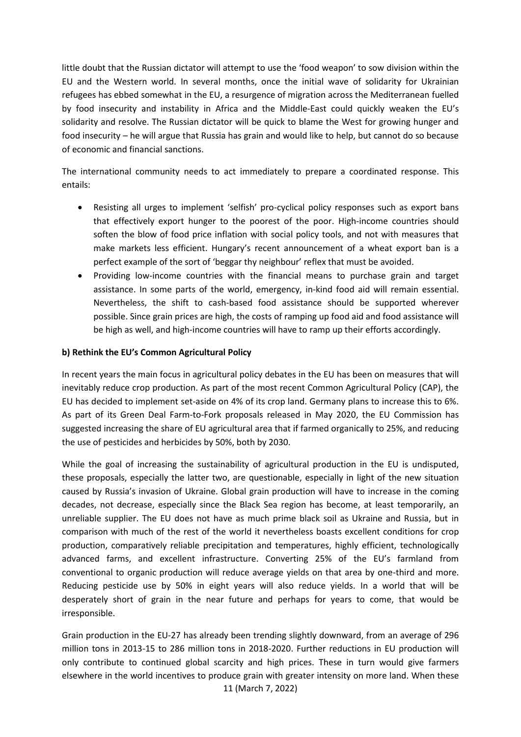little doubt that the Russian dictator will attempt to use the 'food weapon' to sow division within the EU and the Western world. In several months, once the initial wave of solidarity for Ukrainian refugees has ebbed somewhat in the EU, a resurgence of migration across the Mediterranean fuelled by food insecurity and instability in Africa and the Middle-East could quickly weaken the EU's solidarity and resolve. The Russian dictator will be quick to blame the West for growing hunger and food insecurity – he will argue that Russia has grain and would like to help, but cannot do so because of economic and financial sanctions.

The international community needs to act immediately to prepare a coordinated response. This entails:

- Resisting all urges to implement 'selfish' pro-cyclical policy responses such as export bans that effectively export hunger to the poorest of the poor. High-income countries should soften the blow of food price inflation with social policy tools, and not with measures that make markets less efficient. Hungary's recent announcement of a wheat export ban is a perfect example of the sort of 'beggar thy neighbour' reflex that must be avoided.
- Providing low-income countries with the financial means to purchase grain and target assistance. In some parts of the world, emergency, in-kind food aid will remain essential. Nevertheless, the shift to cash-based food assistance should be supported wherever possible. Since grain prices are high, the costs of ramping up food aid and food assistance will be high as well, and high-income countries will have to ramp up their efforts accordingly.

**b) Rethink the EU's Common Agricultural Policy**

In recent years the main focus in agricultural policy debates in the EU has been on measures that will inevitably reduce crop production. As part of the most recent Common Agricultural Policy (CAP), the EU has decided to implement set-aside on 4% of its crop land. Germany plans to increase this to 6%. As part of its Green Deal Farm-to-Fork proposals released in May 2020, the EU Commission has suggested increasing the share of EU agricultural area that if farmed organically to 25%, and reducing the use of pesticides and herbicides by 50%, both by 2030.

While the goal of increasing the sustainability of agricultural production in the EU is undisputed, these proposals, especially the latter two, are questionable, especially in light of the new situation caused by Russia's invasion of Ukraine. Global grain production will have to increase in the coming decades, not decrease, especially since the Black Sea region has become, at least temporarily, an unreliable supplier. The EU does not have as much prime black soil as Ukraine and Russia, but in comparison with much of the rest of the world it nevertheless boasts excellent conditions for crop production, comparatively reliable precipitation and temperatures, highly efficient, technologically advanced farms, and excellent infrastructure. Converting 25% of the EU's farmland from conventional to organic production will reduce average yields on that area by one-third and more. Reducing pesticide use by 50% in eight years will also reduce yields. In a world that will be desperately short of grain in the near future and perhaps for years to come, that would be irresponsible.

Grain production in the EU-27 has already been trending slightly downward, from an average of 296 million tons in 2013-15 to 286 million tons in 2018-2020. Further reductions in EU production will only contribute to continued global scarcity and high prices. These in turn would give farmers elsewhere in the world incentives to produce grain with greater intensity on more land. When these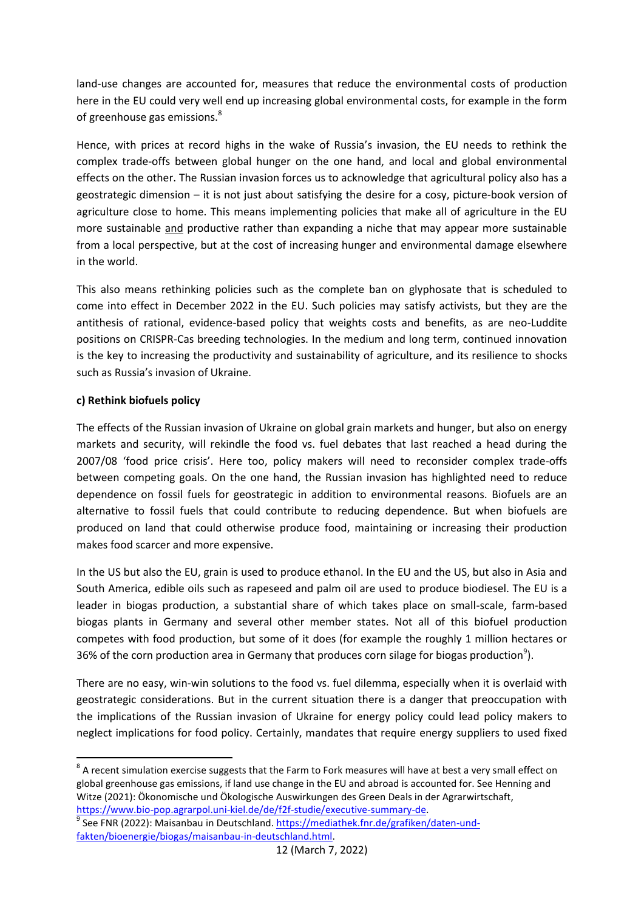land-use changes are accounted for, measures that reduce the environmental costs of production here in the EU could very well end up increasing global environmental costs, for example in the form of greenhouse gas emissions.[8]

Hence, with prices at record highs in the wake of Russia's invasion, the EU needs to rethink the complex trade-offs between global hunger on the one hand, and local and global environmental effects on the other. The Russian invasion forces us to acknowledge that agricultural policy also has a geostrategic dimension – it is not just about satisfying the desire for a cosy, picture-book version of agriculture close to home. This means implementing policies that make all of agriculture in the EU more sustainable <u>and</u> productive rather than expanding a niche that may appear more sustainable from a local perspective, but at the cost of increasing hunger and environmental damage elsewhere in the world.

This also means rethinking policies such as the complete ban on glyphosate that is scheduled to come into effect in December 2022 in the EU. Such policies may satisfy activists, but they are the antithesis of rational, evidence-based policy that weights costs and benefits, as are neo-Luddite positions on CRISPR-Cas breeding technologies. In the medium and long term, continued innovation is the key to increasing the productivity and sustainability of agriculture, and its resilience to shocks such as Russia's invasion of Ukraine.

**c) Rethink biofuels policy**

The effects of the Russian invasion of Ukraine on global grain markets and hunger, but also on energy markets and security, will rekindle the food vs. fuel debates that last reached a head during the 2007/08 'food price crisis'. Here too, policy makers will need to reconsider complex trade-offs between competing goals. On the one hand, the Russian invasion has highlighted need to reduce dependence on fossil fuels for geostrategic in addition to environmental reasons. Biofuels are an alternative to fossil fuels that could contribute to reducing dependence. But when biofuels are produced on land that could otherwise produce food, maintaining or increasing their production makes food scarcer and more expensive.

In the US but also the EU, grain is used to produce ethanol. In the EU and the US, but also in Asia and South America, edible oils such as rapeseed and palm oil are used to produce biodiesel. The EU is a leader in biogas production, a substantial share of which takes place on small-scale, farm-based biogas plants in Germany and several other member states. Not all of this biofuel production competes with food production, but some of it does (for example the roughly 1 million hectares or 36% of the corn production area in Germany that produces corn silage for biogas production[9]).

There are no easy, win-win solutions to the food vs. fuel dilemma, especially when it is overlaid with geostrategic considerations. But in the current situation there is a danger that preoccupation with the implications of the Russian invasion of Ukraine for energy policy could lead policy makers to neglect implications for food policy. Certainly, mandates that require energy suppliers to used fixed

---

[8] A recent simulation exercise suggests that the Farm to Fork measures will have at best a very small effect on global greenhouse gas emissions, if land use change in the EU and abroad is accounted for. See Henning and Witze (2021): Ökonomische und Ökologische Auswirkungen des Green Deals in der Agrarwirtschaft, https://www.bio-pop.agrarpol.uni-kiel.de/de/f2f-studie/executive-summary-de.

[9] See FNR (2022): Maisanbau in Deutschland. https://mediathek.fnr.de/grafiken/daten-und-fakten/bioenergie/biogas/maisanbau-in-deutschland.html.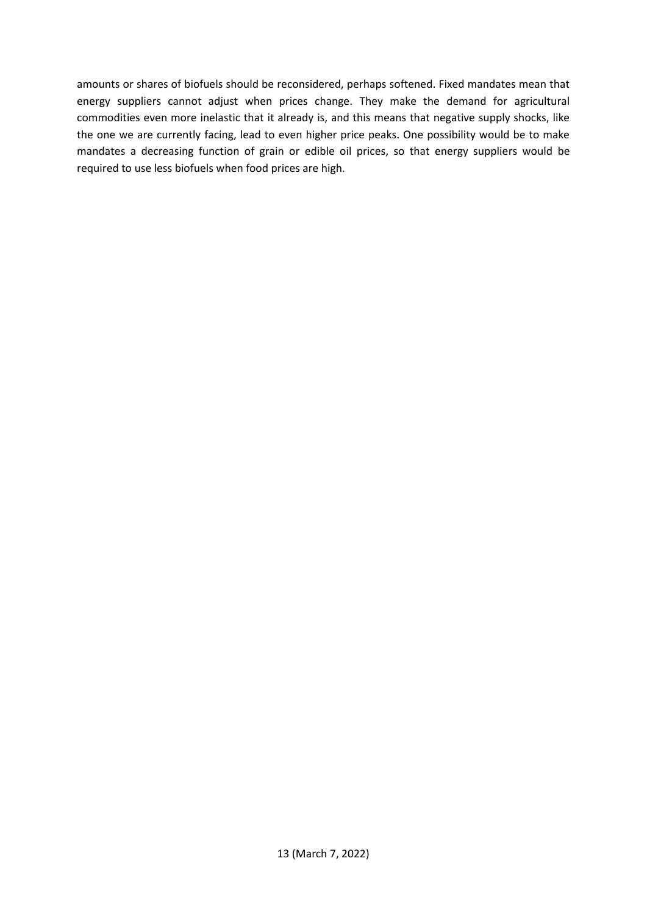amounts or shares of biofuels should be reconsidered, perhaps softened. Fixed mandates mean that energy suppliers cannot adjust when prices change. They make the demand for agricultural commodities even more inelastic that it already is, and this means that negative supply shocks, like the one we are currently facing, lead to even higher price peaks. One possibility would be to make mandates a decreasing function of grain or edible oil prices, so that energy suppliers would be required to use less biofuels when food prices are high.